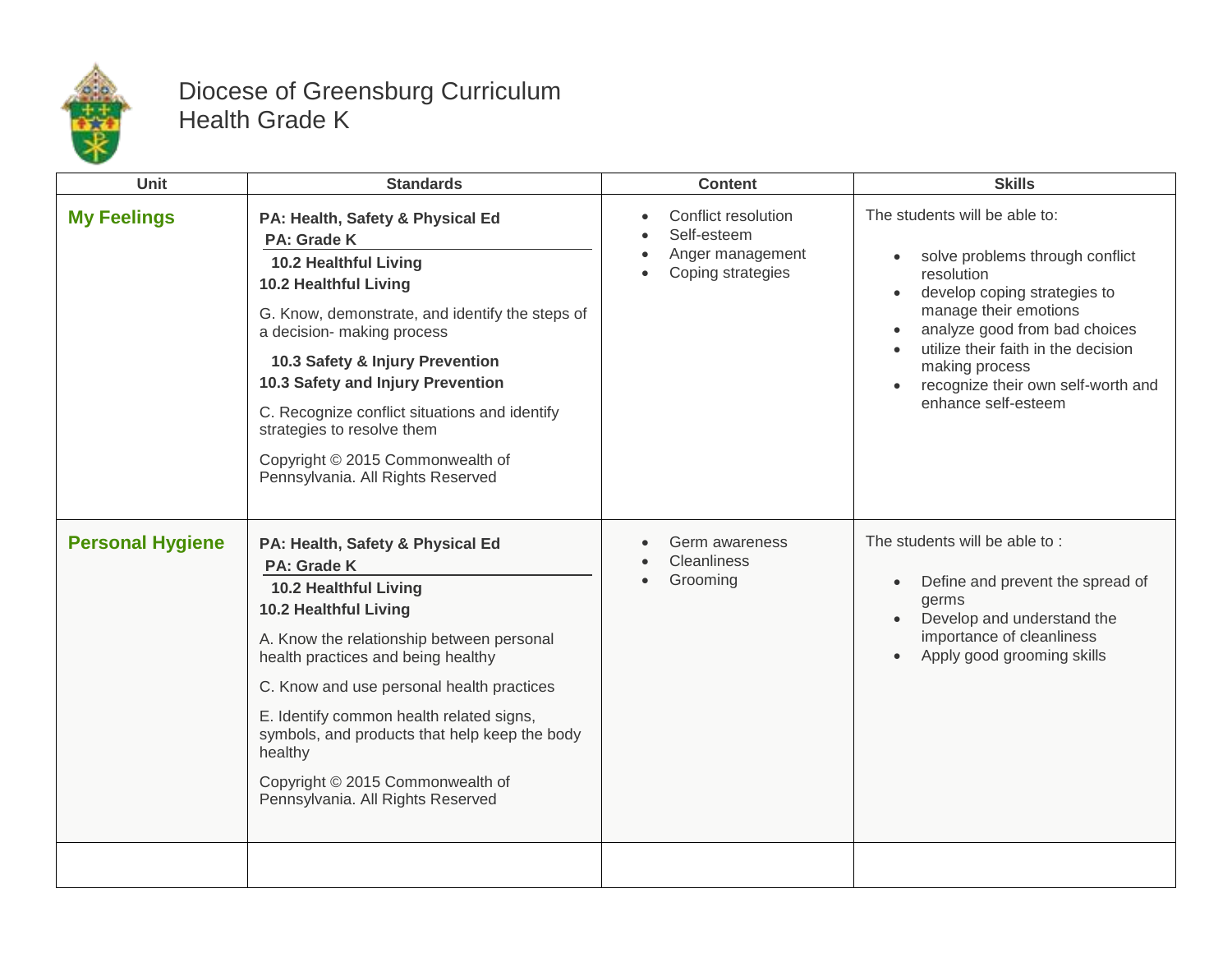# Diocese of Greensburg Curriculum
# Health Grade K

| Unit | Standards | Content | Skills |
| --- | --- | --- | --- |
| **My Feelings** | **PA: Health, Safety & Physical Ed**<br>**PA: Grade K**<br>**10.2 Healthful Living**<br>**10.2 Healthful Living**<br>G. Know, demonstrate, and identify the steps of a decision- making process<br>**10.3 Safety & Injury Prevention**<br>**10.3 Safety and Injury Prevention**<br>C. Recognize conflict situations and identify strategies to resolve them<br>Copyright © 2015 Commonwealth of Pennsylvania. All Rights Reserved | • Conflict resolution<br>• Self-esteem<br>• Anger management<br>• Coping strategies | The students will be able to:<br>• solve problems through conflict resolution<br>• develop coping strategies to manage their emotions<br>• analyze good from bad choices<br>• utilize their faith in the decision making process<br>• recognize their own self-worth and enhance self-esteem |
| **Personal Hygiene** | **PA: Health, Safety & Physical Ed**<br>**PA: Grade K**<br>**10.2 Healthful Living**<br>**10.2 Healthful Living**<br>A. Know the relationship between personal health practices and being healthy<br>C. Know and use personal health practices<br>E. Identify common health related signs, symbols, and products that help keep the body healthy<br>Copyright © 2015 Commonwealth of Pennsylvania. All Rights Reserved | • Germ awareness<br>• Cleanliness<br>• Grooming | The students will be able to :<br>• Define and prevent the spread of germs<br>• Develop and understand the importance of cleanliness<br>• Apply good grooming skills |
| | | | |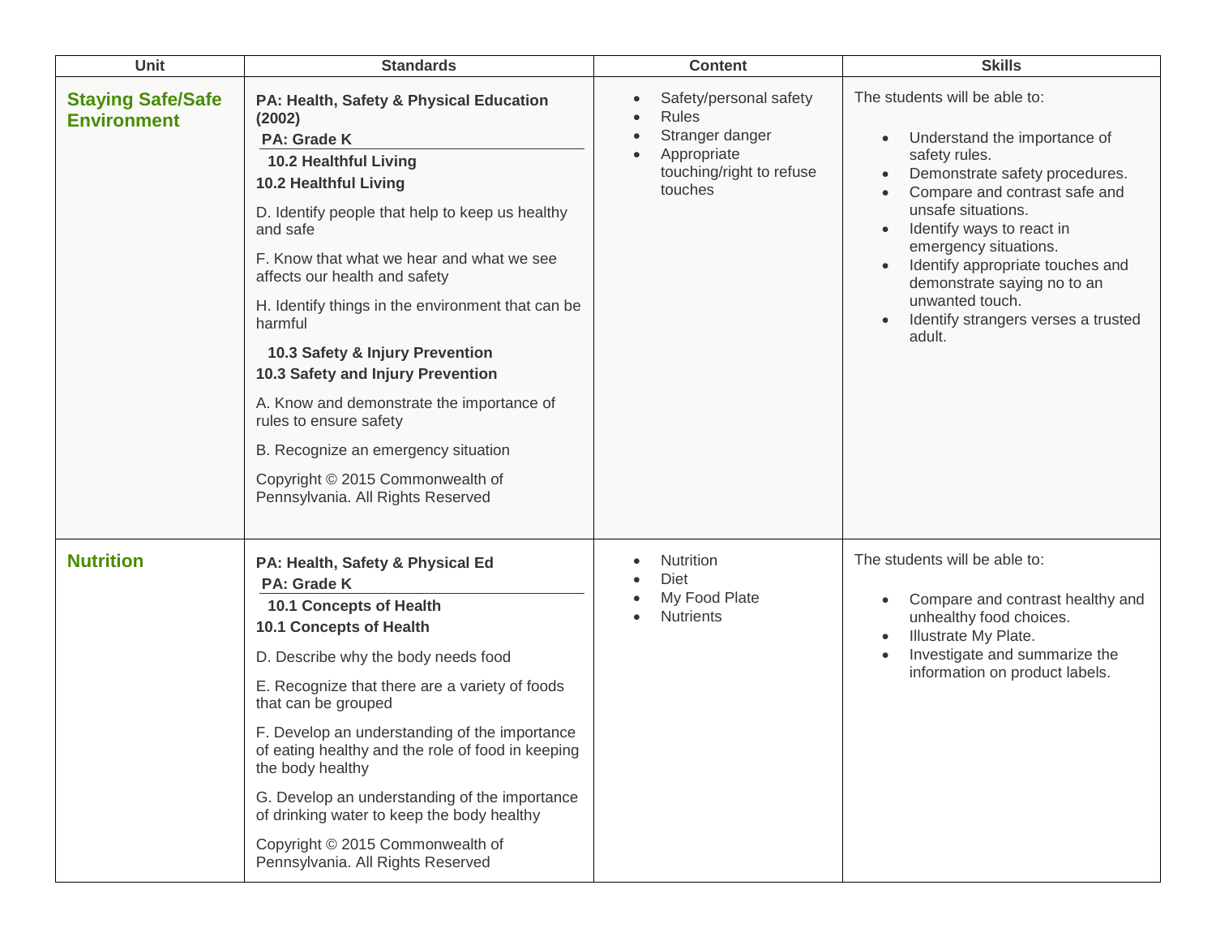| Unit | Standards | Content | Skills |
|---|---|---|---|
| **Staying Safe/Safe Environment** | **PA: Health, Safety & Physical Education (2002)**<br>**PA: Grade K**<br>**10.2 Healthful Living**<br>**10.2 Healthful Living**<br>D. Identify people that help to keep us healthy and safe<br>F. Know that what we hear and what we see affects our health and safety<br>H. Identify things in the environment that can be harmful<br>**10.3 Safety & Injury Prevention**<br>**10.3 Safety and Injury Prevention**<br>A. Know and demonstrate the importance of rules to ensure safety<br>B. Recognize an emergency situation<br>Copyright © 2015 Commonwealth of Pennsylvania. All Rights Reserved | • Safety/personal safety<br>• Rules<br>• Stranger danger<br>• Appropriate touching/right to refuse touches | The students will be able to:<br>• Understand the importance of safety rules.<br>• Demonstrate safety procedures.<br>• Compare and contrast safe and unsafe situations.<br>• Identify ways to react in emergency situations.<br>• Identify appropriate touches and demonstrate saying no to an unwanted touch.<br>• Identify strangers verses a trusted adult. |
| **Nutrition** | **PA: Health, Safety & Physical Ed**<br>**PA: Grade K**<br>**10.1 Concepts of Health**<br>**10.1 Concepts of Health**<br>D. Describe why the body needs food<br>E. Recognize that there are a variety of foods that can be grouped<br>F. Develop an understanding of the importance of eating healthy and the role of food in keeping the body healthy<br>G. Develop an understanding of the importance of drinking water to keep the body healthy<br>Copyright © 2015 Commonwealth of Pennsylvania. All Rights Reserved | • Nutrition<br>• Diet<br>• My Food Plate<br>• Nutrients | The students will be able to:<br>• Compare and contrast healthy and unhealthy food choices.<br>• Illustrate My Plate.<br>• Investigate and summarize the information on product labels. |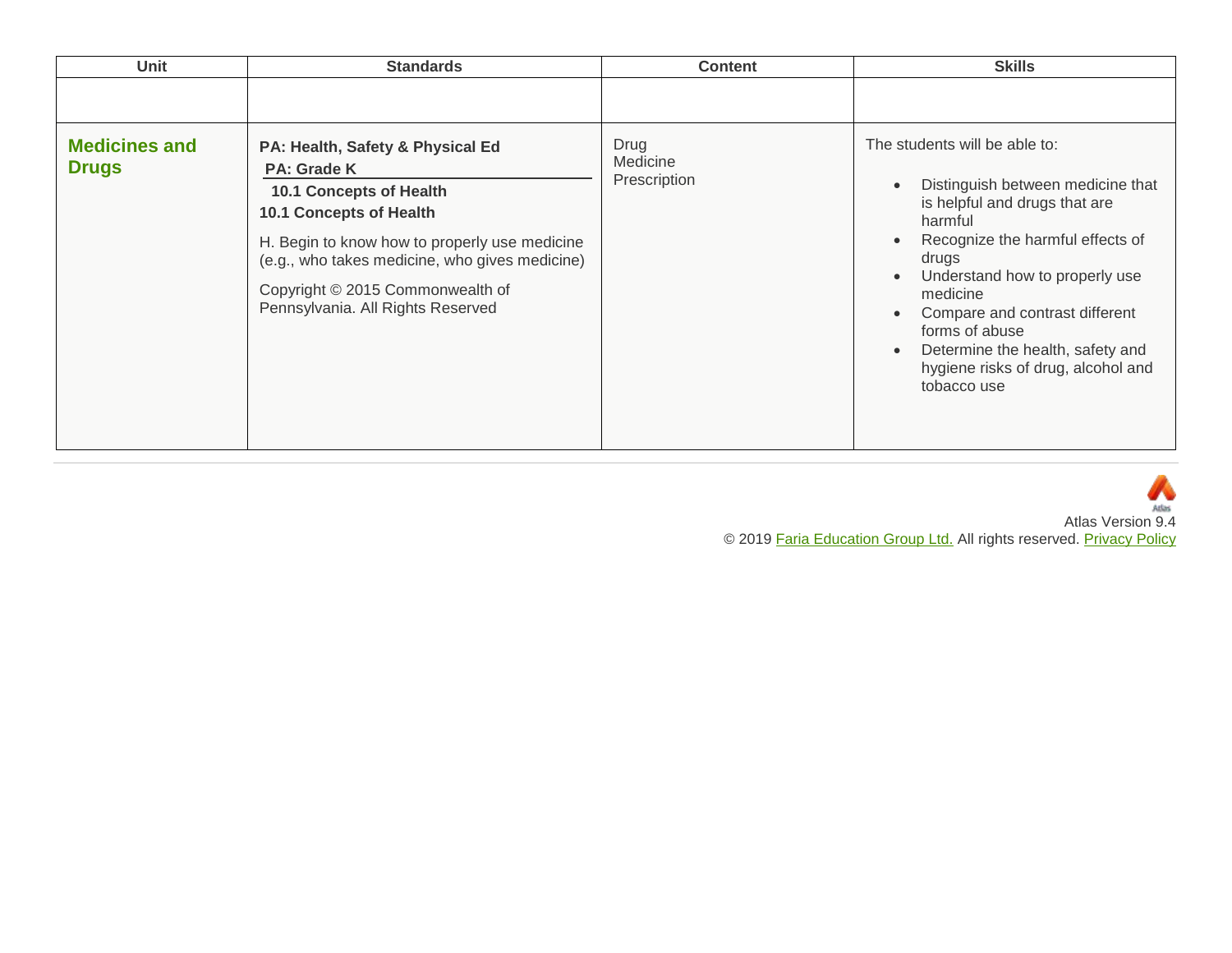| Unit | Standards | Content | Skills |
|---|---|---|---|
| | | | |
| **Medicines and Drugs** | **PA: Health, Safety & Physical Ed**<br>**PA: Grade K**<br>**10.1 Concepts of Health**<br>**10.1 Concepts of Health**<br>H. Begin to know how to properly use medicine (e.g., who takes medicine, who gives medicine)<br>Copyright © 2015 Commonwealth of Pennsylvania. All Rights Reserved | Drug<br>Medicine<br>Prescription | The students will be able to:<br>• Distinguish between medicine that is helpful and drugs that are harmful<br>• Recognize the harmful effects of drugs<br>• Understand how to properly use medicine<br>• Compare and contrast different forms of abuse<br>• Determine the health, safety and hygiene risks of drug, alcohol and tobacco use |

Atlas Version 9.4
© 2019 Faria Education Group Ltd. All rights reserved. Privacy Policy